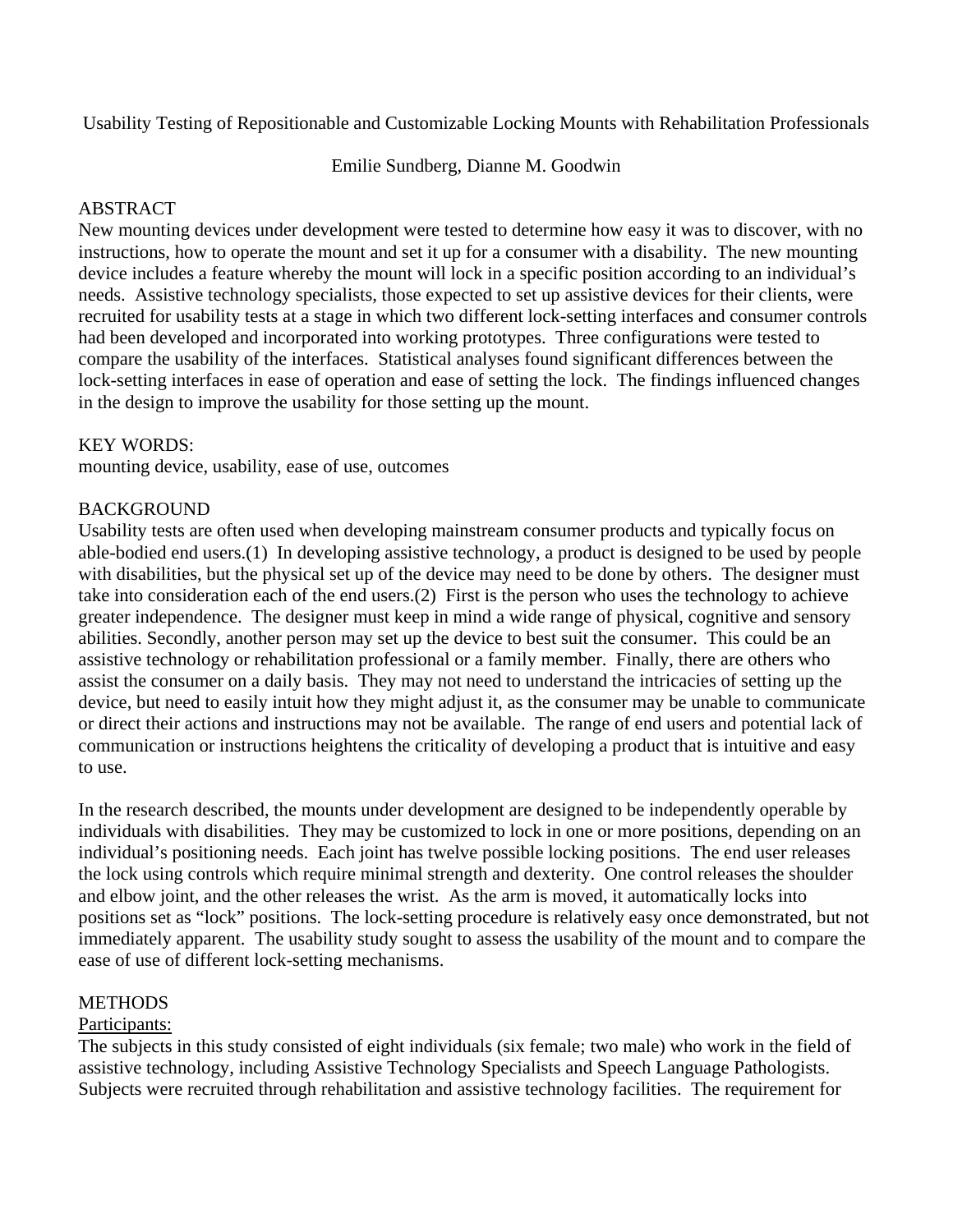# Usability Testing of Repositionable and Customizable Locking Mounts with Rehabilitation Professionals

Emilie Sundberg, Dianne M. Goodwin

## ABSTRACT

New mounting devices under development were tested to determine how easy it was to discover, with no instructions, how to operate the mount and set it up for a consumer with a disability. The new mounting device includes a feature whereby the mount will lock in a specific position according to an individual's needs. Assistive technology specialists, those expected to set up assistive devices for their clients, were recruited for usability tests at a stage in which two different lock-setting interfaces and consumer controls had been developed and incorporated into working prototypes. Three configurations were tested to compare the usability of the interfaces. Statistical analyses found significant differences between the lock-setting interfaces in ease of operation and ease of setting the lock. The findings influenced changes in the design to improve the usability for those setting up the mount.

## KEY WORDS:

mounting device, usability, ease of use, outcomes

## BACKGROUND

Usability tests are often used when developing mainstream consumer products and typically focus on able-bodied end users.(1) In developing assistive technology, a product is designed to be used by people with disabilities, but the physical set up of the device may need to be done by others. The designer must take into consideration each of the end users.(2) First is the person who uses the technology to achieve greater independence. The designer must keep in mind a wide range of physical, cognitive and sensory abilities. Secondly, another person may set up the device to best suit the consumer. This could be an assistive technology or rehabilitation professional or a family member. Finally, there are others who assist the consumer on a daily basis. They may not need to understand the intricacies of setting up the device, but need to easily intuit how they might adjust it, as the consumer may be unable to communicate or direct their actions and instructions may not be available. The range of end users and potential lack of communication or instructions heightens the criticality of developing a product that is intuitive and easy to use.

In the research described, the mounts under development are designed to be independently operable by individuals with disabilities. They may be customized to lock in one or more positions, depending on an individual's positioning needs. Each joint has twelve possible locking positions. The end user releases the lock using controls which require minimal strength and dexterity. One control releases the shoulder and elbow joint, and the other releases the wrist. As the arm is moved, it automatically locks into positions set as "lock" positions. The lock-setting procedure is relatively easy once demonstrated, but not immediately apparent. The usability study sought to assess the usability of the mount and to compare the ease of use of different lock-setting mechanisms.

## METHODS

Participants:

The subjects in this study consisted of eight individuals (six female; two male) who work in the field of assistive technology, including Assistive Technology Specialists and Speech Language Pathologists. Subjects were recruited through rehabilitation and assistive technology facilities. The requirement for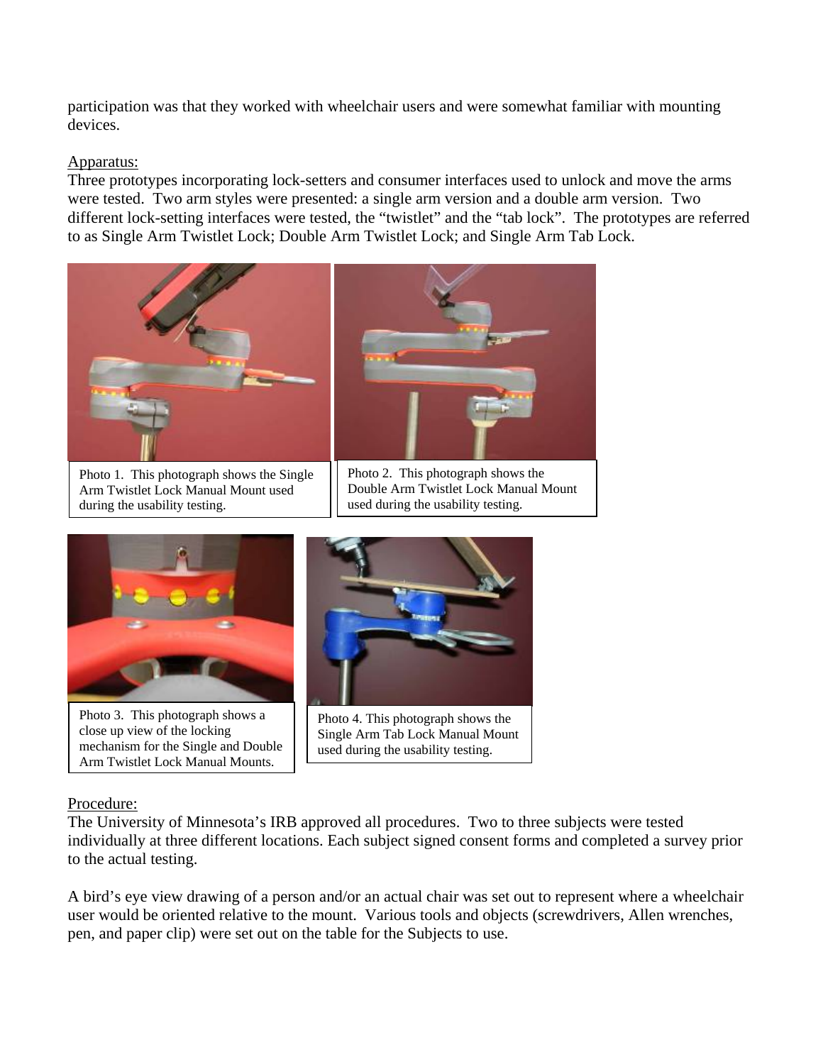participation was that they worked with wheelchair users and were somewhat familiar with mounting devices.

Apparatus:
Three prototypes incorporating lock-setters and consumer interfaces used to unlock and move the arms were tested. Two arm styles were presented: a single arm version and a double arm version. Two different lock-setting interfaces were tested, the "twistlet" and the "tab lock". The prototypes are referred to as Single Arm Twistlet Lock; Double Arm Twistlet Lock; and Single Arm Tab Lock.

Photo 1. This photograph shows the Single Arm Twistlet Lock Manual Mount used during the usability testing.

Photo 2. This photograph shows the Double Arm Twistlet Lock Manual Mount used during the usability testing.

Photo 3. This photograph shows a close up view of the locking mechanism for the Single and Double Arm Twistlet Lock Manual Mounts.

Photo 4. This photograph shows the Single Arm Tab Lock Manual Mount used during the usability testing.

Procedure:
The University of Minnesota's IRB approved all procedures. Two to three subjects were tested individually at three different locations. Each subject signed consent forms and completed a survey prior to the actual testing.

A bird's eye view drawing of a person and/or an actual chair was set out to represent where a wheelchair user would be oriented relative to the mount. Various tools and objects (screwdrivers, Allen wrenches, pen, and paper clip) were set out on the table for the Subjects to use.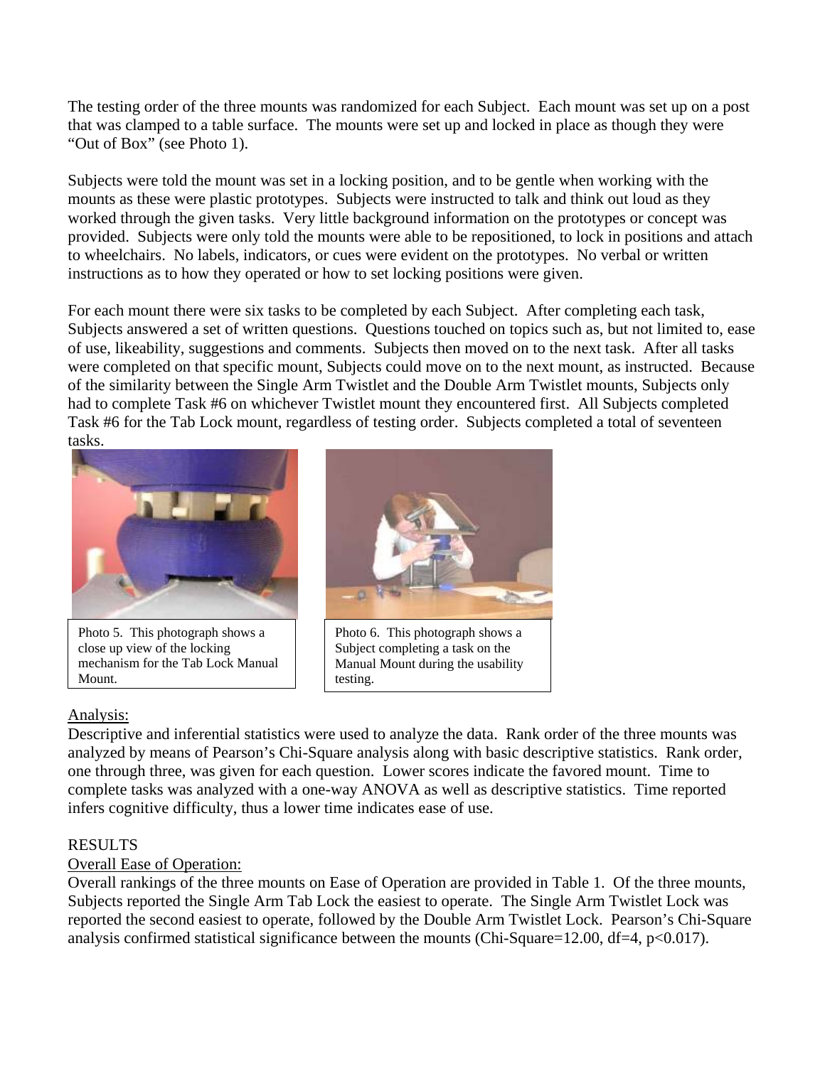The testing order of the three mounts was randomized for each Subject. Each mount was set up on a post that was clamped to a table surface. The mounts were set up and locked in place as though they were "Out of Box" (see Photo 1).

Subjects were told the mount was set in a locking position, and to be gentle when working with the mounts as these were plastic prototypes. Subjects were instructed to talk and think out loud as they worked through the given tasks. Very little background information on the prototypes or concept was provided. Subjects were only told the mounts were able to be repositioned, to lock in positions and attach to wheelchairs. No labels, indicators, or cues were evident on the prototypes. No verbal or written instructions as to how they operated or how to set locking positions were given.

For each mount there were six tasks to be completed by each Subject. After completing each task, Subjects answered a set of written questions. Questions touched on topics such as, but not limited to, ease of use, likeability, suggestions and comments. Subjects then moved on to the next task. After all tasks were completed on that specific mount, Subjects could move on to the next mount, as instructed. Because of the similarity between the Single Arm Twistlet and the Double Arm Twistlet mounts, Subjects only had to complete Task #6 on whichever Twistlet mount they encountered first. All Subjects completed Task #6 for the Tab Lock mount, regardless of testing order. Subjects completed a total of seventeen tasks.

Photo 5. This photograph shows a close up view of the locking mechanism for the Tab Lock Manual Mount.

Photo 6. This photograph shows a Subject completing a task on the Manual Mount during the usability testing.

## Analysis:

Descriptive and inferential statistics were used to analyze the data. Rank order of the three mounts was analyzed by means of Pearson's Chi-Square analysis along with basic descriptive statistics. Rank order, one through three, was given for each question. Lower scores indicate the favored mount. Time to complete tasks was analyzed with a one-way ANOVA as well as descriptive statistics. Time reported infers cognitive difficulty, thus a lower time indicates ease of use.

# RESULTS

## Overall Ease of Operation:

Overall rankings of the three mounts on Ease of Operation are provided in Table 1. Of the three mounts, Subjects reported the Single Arm Tab Lock the easiest to operate. The Single Arm Twistlet Lock was reported the second easiest to operate, followed by the Double Arm Twistlet Lock. Pearson's Chi-Square analysis confirmed statistical significance between the mounts (Chi-Square=12.00, df=4, $p<0.017$).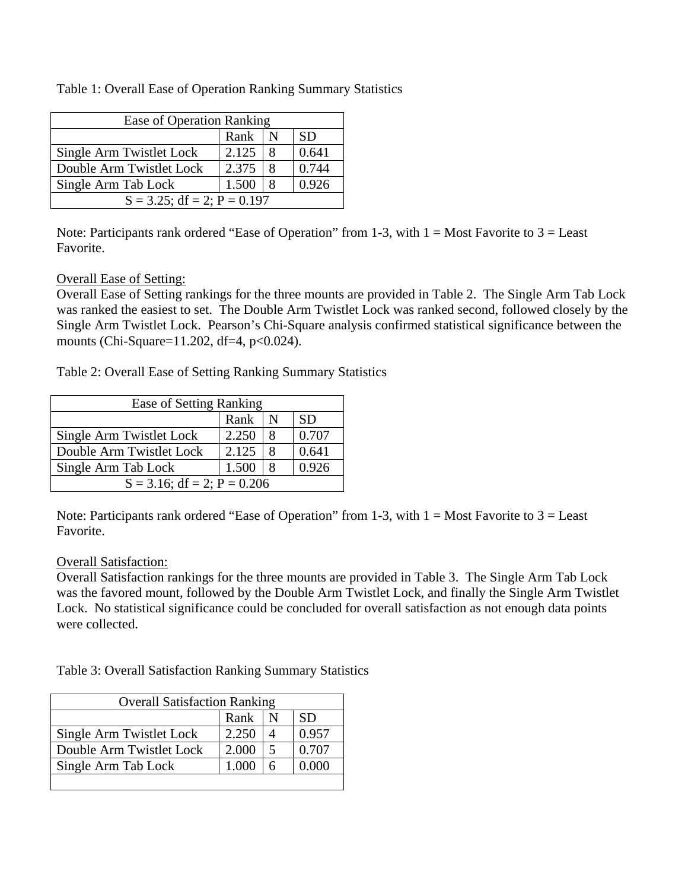Table 1: Overall Ease of Operation Ranking Summary Statistics

| Ease of Operation Ranking | | | |
|---|---|---|---|
| | Rank | N | SD |
| Single Arm Twistlet Lock | 2.125 | 8 | 0.641 |
| Double Arm Twistlet Lock | 2.375 | 8 | 0.744 |
| Single Arm Tab Lock | 1.500 | 8 | 0.926 |
| S = 3.25; df = 2; P = 0.197 | | | |

Note: Participants rank ordered "Ease of Operation" from 1-3, with 1 = Most Favorite to 3 = Least Favorite.

<u>Overall Ease of Setting:</u>
Overall Ease of Setting rankings for the three mounts are provided in Table 2. The Single Arm Tab Lock was ranked the easiest to set. The Double Arm Twistlet Lock was ranked second, followed closely by the Single Arm Twistlet Lock. Pearson's Chi-Square analysis confirmed statistical significance between the mounts (Chi-Square=11.202, df=4, $p<0.024$).

Table 2: Overall Ease of Setting Ranking Summary Statistics

| Ease of Setting Ranking | | | |
|---|---|---|---|
| | Rank | N | SD |
| Single Arm Twistlet Lock | 2.250 | 8 | 0.707 |
| Double Arm Twistlet Lock | 2.125 | 8 | 0.641 |
| Single Arm Tab Lock | 1.500 | 8 | 0.926 |
| S = 3.16; df = 2; P = 0.206 | | | |

Note: Participants rank ordered "Ease of Operation" from 1-3, with 1 = Most Favorite to 3 = Least Favorite.

<u>Overall Satisfaction:</u>
Overall Satisfaction rankings for the three mounts are provided in Table 3. The Single Arm Tab Lock was the favored mount, followed by the Double Arm Twistlet Lock, and finally the Single Arm Twistlet Lock. No statistical significance could be concluded for overall satisfaction as not enough data points were collected.

Table 3: Overall Satisfaction Ranking Summary Statistics

| Overall Satisfaction Ranking | | | |
|---|---|---|---|
| | Rank | N | SD |
| Single Arm Twistlet Lock | 2.250 | 4 | 0.957 |
| Double Arm Twistlet Lock | 2.000 | 5 | 0.707 |
| Single Arm Tab Lock | 1.000 | 6 | 0.000 |
| | | | |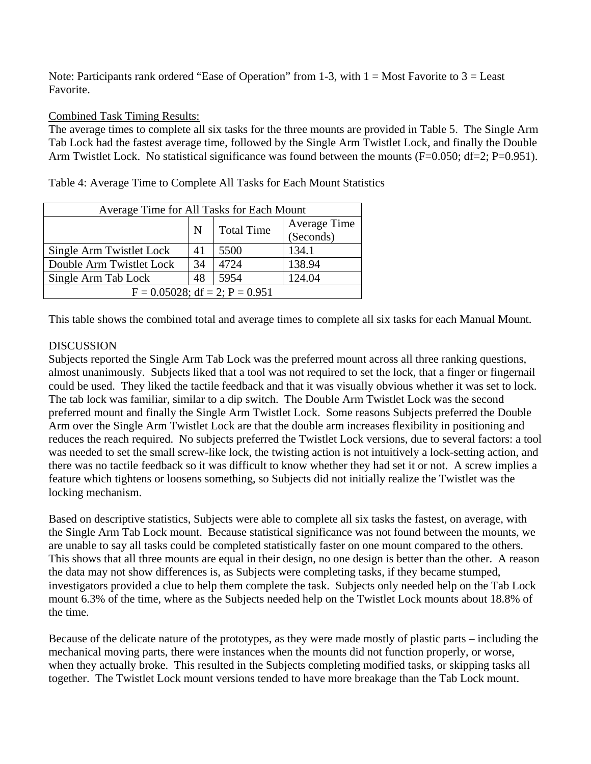Note: Participants rank ordered "Ease of Operation" from 1-3, with 1 = Most Favorite to 3 = Least Favorite.

<u>Combined Task Timing Results:</u>
The average times to complete all six tasks for the three mounts are provided in Table 5. The Single Arm Tab Lock had the fastest average time, followed by the Single Arm Twistlet Lock, and finally the Double Arm Twistlet Lock. No statistical significance was found between the mounts ($F=0.050$; $df=2$; $P=0.951$).

Table 4: Average Time to Complete All Tasks for Each Mount Statistics

| Average Time for All Tasks for Each Mount | | | |
|---|---|---|---|
| | N | Total Time | Average Time (Seconds) |
| Single Arm Twistlet Lock | 41 | 5500 | 134.1 |
| Double Arm Twistlet Lock | 34 | 4724 | 138.94 |
| Single Arm Tab Lock | 48 | 5954 | 124.04 |
| $F = 0.05028$; $df = 2$; $P = 0.951$ | | | |

This table shows the combined total and average times to complete all six tasks for each Manual Mount.

DISCUSSION
Subjects reported the Single Arm Tab Lock was the preferred mount across all three ranking questions, almost unanimously. Subjects liked that a tool was not required to set the lock, that a finger or fingernail could be used. They liked the tactile feedback and that it was visually obvious whether it was set to lock. The tab lock was familiar, similar to a dip switch. The Double Arm Twistlet Lock was the second preferred mount and finally the Single Arm Twistlet Lock. Some reasons Subjects preferred the Double Arm over the Single Arm Twistlet Lock are that the double arm increases flexibility in positioning and reduces the reach required. No subjects preferred the Twistlet Lock versions, due to several factors: a tool was needed to set the small screw-like lock, the twisting action is not intuitively a lock-setting action, and there was no tactile feedback so it was difficult to know whether they had set it or not. A screw implies a feature which tightens or loosens something, so Subjects did not initially realize the Twistlet was the locking mechanism.

Based on descriptive statistics, Subjects were able to complete all six tasks the fastest, on average, with the Single Arm Tab Lock mount. Because statistical significance was not found between the mounts, we are unable to say all tasks could be completed statistically faster on one mount compared to the others. This shows that all three mounts are equal in their design, no one design is better than the other. A reason the data may not show differences is, as Subjects were completing tasks, if they became stumped, investigators provided a clue to help them complete the task. Subjects only needed help on the Tab Lock mount 6.3% of the time, where as the Subjects needed help on the Twistlet Lock mounts about 18.8% of the time.

Because of the delicate nature of the prototypes, as they were made mostly of plastic parts – including the mechanical moving parts, there were instances when the mounts did not function properly, or worse, when they actually broke. This resulted in the Subjects completing modified tasks, or skipping tasks all together. The Twistlet Lock mount versions tended to have more breakage than the Tab Lock mount.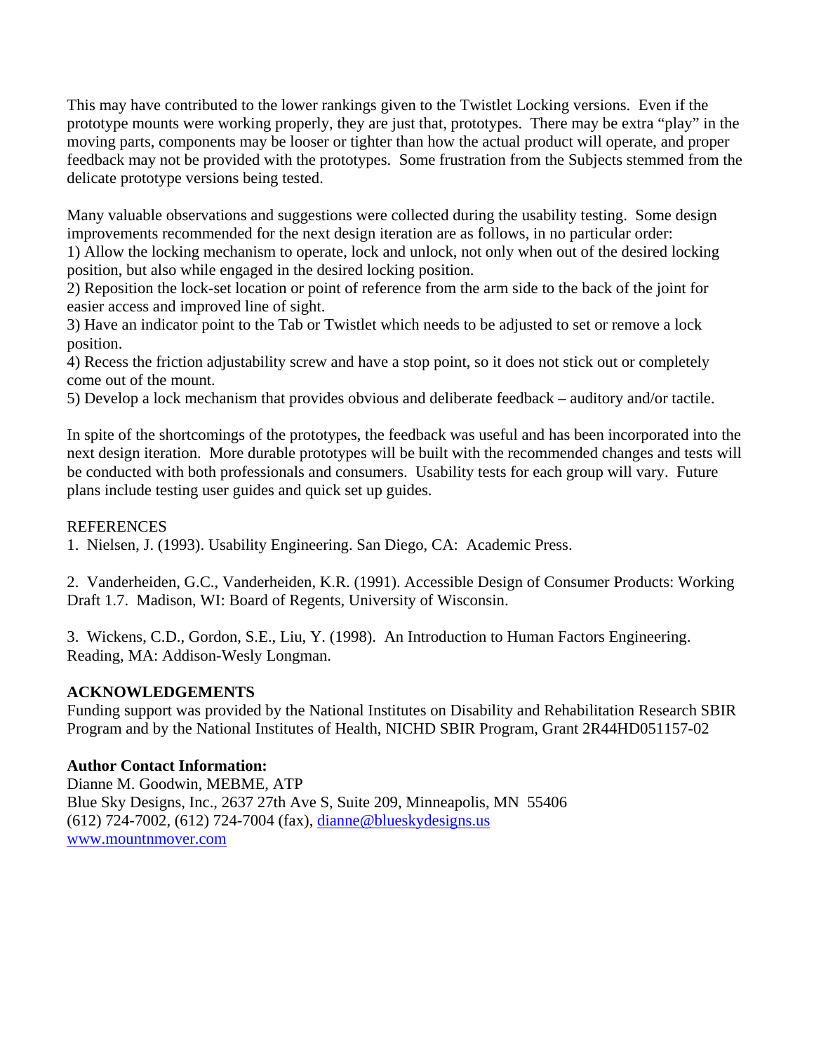This may have contributed to the lower rankings given to the Twistlet Locking versions. Even if the prototype mounts were working properly, they are just that, prototypes. There may be extra "play" in the moving parts, components may be looser or tighter than how the actual product will operate, and proper feedback may not be provided with the prototypes. Some frustration from the Subjects stemmed from the delicate prototype versions being tested.

Many valuable observations and suggestions were collected during the usability testing. Some design improvements recommended for the next design iteration are as follows, in no particular order:

1) Allow the locking mechanism to operate, lock and unlock, not only when out of the desired locking position, but also while engaged in the desired locking position.
2) Reposition the lock-set location or point of reference from the arm side to the back of the joint for easier access and improved line of sight.
3) Have an indicator point to the Tab or Twistlet which needs to be adjusted to set or remove a lock position.
4) Recess the friction adjustability screw and have a stop point, so it does not stick out or completely come out of the mount.
5) Develop a lock mechanism that provides obvious and deliberate feedback – auditory and/or tactile.

In spite of the shortcomings of the prototypes, the feedback was useful and has been incorporated into the next design iteration. More durable prototypes will be built with the recommended changes and tests will be conducted with both professionals and consumers. Usability tests for each group will vary. Future plans include testing user guides and quick set up guides.

REFERENCES

1. Nielsen, J. (1993). Usability Engineering. San Diego, CA: Academic Press.

2. Vanderheiden, G.C., Vanderheiden, K.R. (1991). Accessible Design of Consumer Products: Working Draft 1.7. Madison, WI: Board of Regents, University of Wisconsin.

3. Wickens, C.D., Gordon, S.E., Liu, Y. (1998). An Introduction to Human Factors Engineering. Reading, MA: Addison-Wesly Longman.

**ACKNOWLEDGEMENTS**

Funding support was provided by the National Institutes on Disability and Rehabilitation Research SBIR Program and by the National Institutes of Health, NICHD SBIR Program, Grant 2R44HD051157-02

**Author Contact Information:**

Dianne M. Goodwin, MEBME, ATP
Blue Sky Designs, Inc., 2637 27th Ave S, Suite 209, Minneapolis, MN 55406
(612) 724-7002, (612) 724-7004 (fax), dianne@blueskydesigns.us
www.mountnmover.com